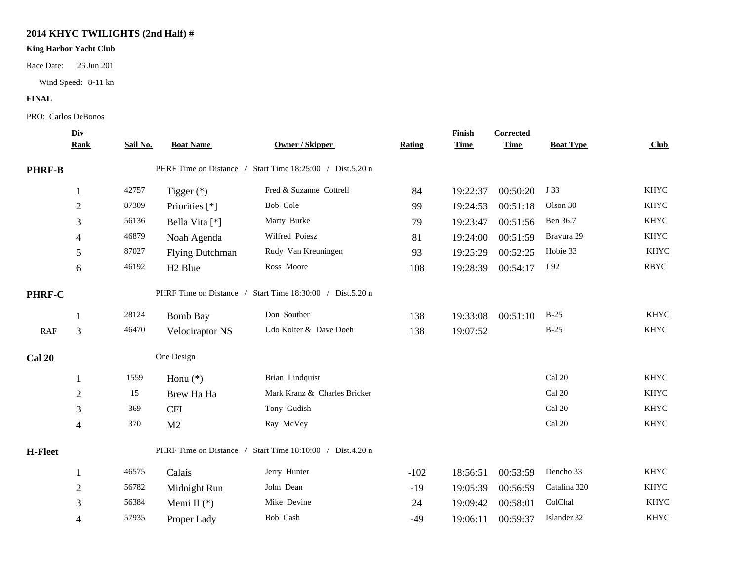## 2014 KHYC TWILIGHTS (2nd Half) #

**King Harbor Yacht Club**

Race Date: 26 Jun 201

Wind Speed: 8-11 kn

**FINAL**

PRO: Carlos DeBonos

| | Div Rank | Sail No. | Boat Name | Owner / Skipper | Rating | Finish Time | Corrected Time | Boat Type | Club |
|---|---|---|---|---|---|---|---|---|---|
| **PHRF-B** | | | PHRF Time on Distance / Start Time 18:25:00 / Dist.5.20 n | | | | | | |
| | 1 | 42757 | Tigger (*) | Fred & Suzanne Cottrell | 84 | 19:22:37 | 00:50:20 | J 33 | KHYC |
| | 2 | 87309 | Priorities [*] | Bob Cole | 99 | 19:24:53 | 00:51:18 | Olson 30 | KHYC |
| | 3 | 56136 | Bella Vita [*] | Marty Burke | 79 | 19:23:47 | 00:51:56 | Ben 36.7 | KHYC |
| | 4 | 46879 | Noah Agenda | Wilfred Poiesz | 81 | 19:24:00 | 00:51:59 | Bravura 29 | KHYC |
| | 5 | 87027 | Flying Dutchman | Rudy Van Kreuningen | 93 | 19:25:29 | 00:52:25 | Hobie 33 | KHYC |
| | 6 | 46192 | H2 Blue | Ross Moore | 108 | 19:28:39 | 00:54:17 | J 92 | RBYC |
| **PHRF-C** | | | PHRF Time on Distance / Start Time 18:30:00 / Dist.5.20 n | | | | | | |
| | 1 | 28124 | Bomb Bay | Don Souther | 138 | 19:33:08 | 00:51:10 | B-25 | KHYC |
| RAF | 3 | 46470 | Velociraptor NS | Udo Kolter & Dave Doeh | 138 | 19:07:52 | | B-25 | KHYC |
| **Cal 20** | | | One Design | | | | | | |
| | 1 | 1559 | Honu (*) | Brian Lindquist | | | | Cal 20 | KHYC |
| | 2 | 15 | Brew Ha Ha | Mark Kranz & Charles Bricker | | | | Cal 20 | KHYC |
| | 3 | 369 | CFI | Tony Gudish | | | | Cal 20 | KHYC |
| | 4 | 370 | M2 | Ray McVey | | | | Cal 20 | KHYC |
| **H-Fleet** | | | PHRF Time on Distance / Start Time 18:10:00 / Dist.4.20 n | | | | | | |
| | 1 | 46575 | Calais | Jerry Hunter | -102 | 18:56:51 | 00:53:59 | Dencho 33 | KHYC |
| | 2 | 56782 | Midnight Run | John Dean | -19 | 19:05:39 | 00:56:59 | Catalina 320 | KHYC |
| | 3 | 56384 | Memi II (*) | Mike Devine | 24 | 19:09:42 | 00:58:01 | ColChal | KHYC |
| | 4 | 57935 | Proper Lady | Bob Cash | -49 | 19:06:11 | 00:59:37 | Islander 32 | KHYC |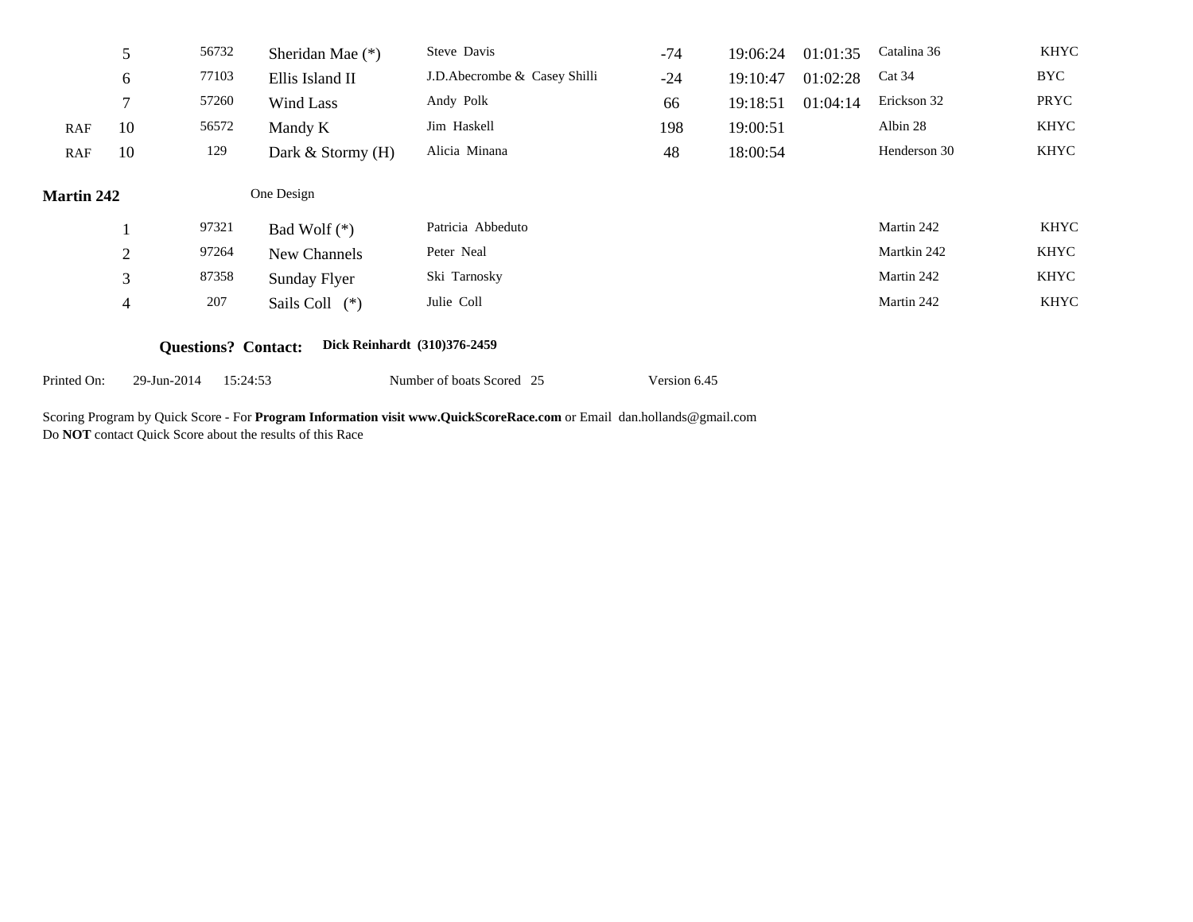| | | | | | | | | | |
|---|---|---|---|---|---|---|---|---|---|
| | 5 | 56732 | Sheridan Mae (*) | Steve Davis | -74 | 19:06:24 | 01:01:35 | Catalina 36 | KHYC |
| | 6 | 77103 | Ellis Island II | J.D.Abecrombe & Casey Shilli | -24 | 19:10:47 | 01:02:28 | Cat 34 | BYC |
| | 7 | 57260 | Wind Lass | Andy Polk | 66 | 19:18:51 | 01:04:14 | Erickson 32 | PRYC |
| RAF | 10 | 56572 | Mandy K | Jim Haskell | 198 | 19:00:51 | | Albin 28 | KHYC |
| RAF | 10 | 129 | Dark & Stormy (H) | Alicia Minana | 48 | 18:00:54 | | Henderson 30 | KHYC |

**Martin 242** One Design

| | | | | | |
|---|---|---|---|---|---|
| 1 | 97321 | Bad Wolf (*) | Patricia Abbeduto | Martin 242 | KHYC |
| 2 | 97264 | New Channels | Peter Neal | Martkin 242 | KHYC |
| 3 | 87358 | Sunday Flyer | Ski Tarnosky | Martin 242 | KHYC |
| 4 | 207 | Sails Coll (*) | Julie Coll | Martin 242 | KHYC |

**Questions? Contact:** **Dick Reinhardt (310)376-2459**

Printed On: 29-Jun-2014 15:24:53 Number of boats Scored 25 Version 6.45

Scoring Program by Quick Score - For **Program Information visit www.QuickScoreRace.com** or Email dan.hollands@gmail.com
Do **NOT** contact Quick Score about the results of this Race